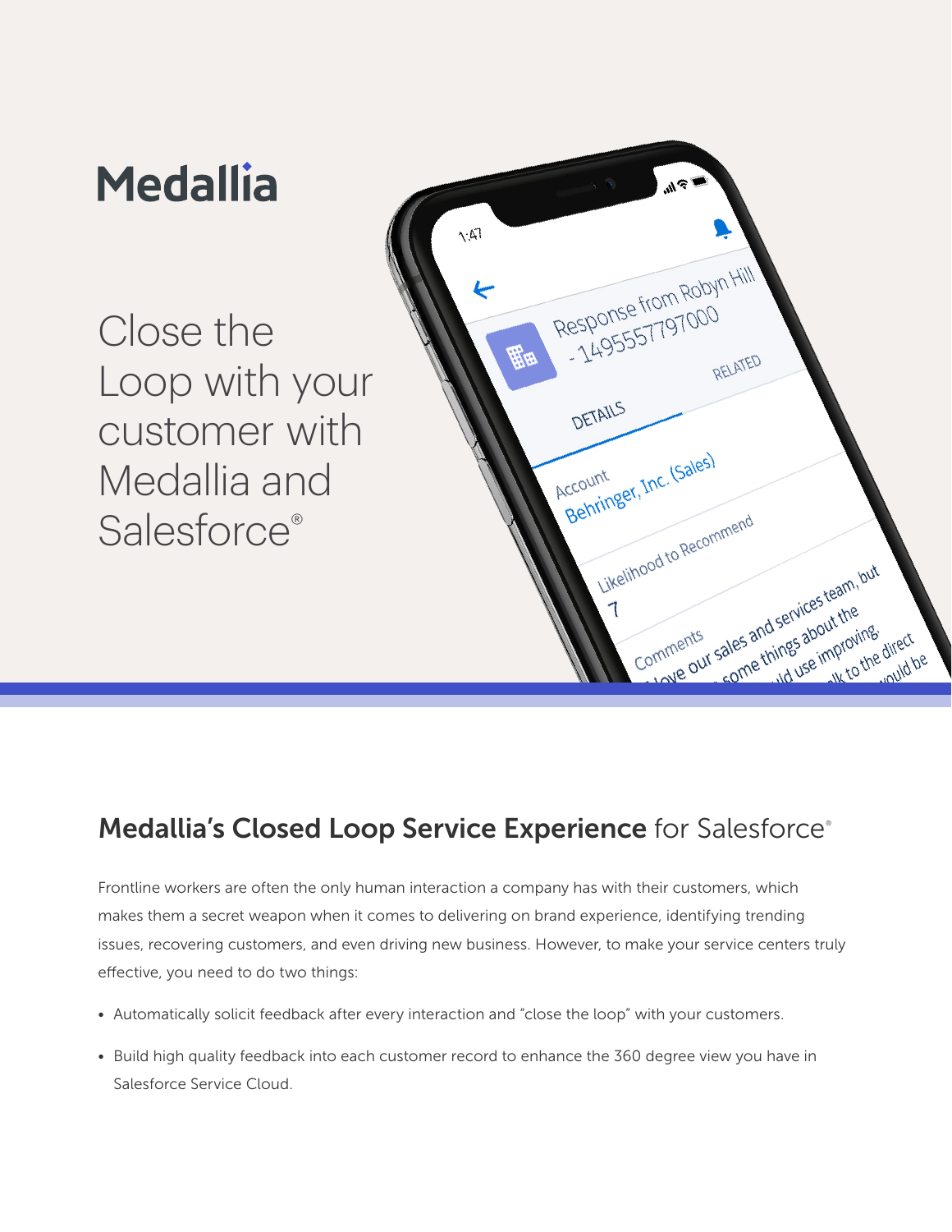Medallia

# Close the Loop with your customer with Medallia and Salesforce®

## **Medallia's Closed Loop Service Experience** for Salesforce®

Frontline workers are often the only human interaction a company has with their customers, which makes them a secret weapon when it comes to delivering on brand experience, identifying trending issues, recovering customers, and even driving new business. However, to make your service centers truly effective, you need to do two things:

- Automatically solicit feedback after every interaction and "close the loop" with your customers.
- Build high quality feedback into each customer record to enhance the 360 degree view you have in Salesforce Service Cloud.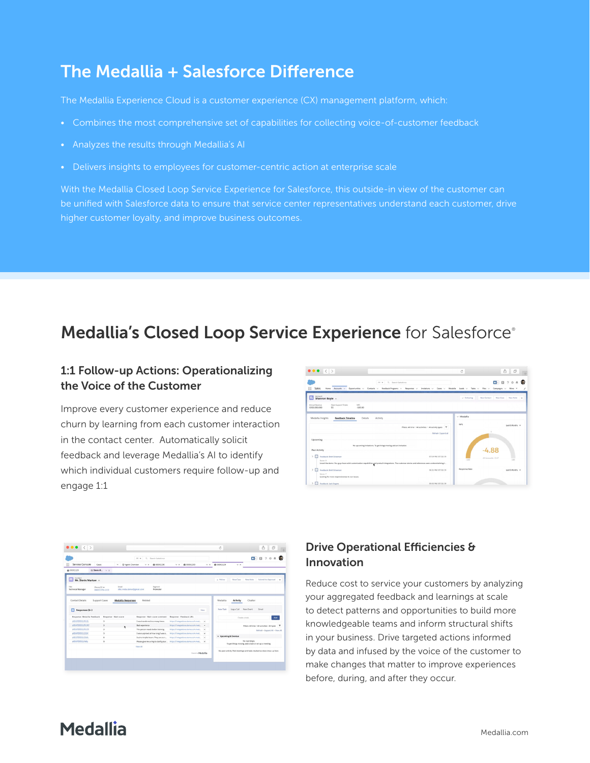# The Medallia + Salesforce Difference

The Medallia Experience Cloud is a customer experience (CX) management platform, which:

- Combines the most comprehensive set of capabilities for collecting voice-of-customer feedback
- Analyzes the results through Medallia's AI
- Delivers insights to employees for customer-centric action at enterprise scale

With the Medallia Closed Loop Service Experience for Salesforce, this outside-in view of the customer can be unified with Salesforce data to ensure that service center representatives understand each customer, drive higher customer loyalty, and improve business outcomes.

## **Medallia's Closed Loop Service Experience** for Salesforce®

### 1:1 Follow-up Actions: Operationalizing the Voice of the Customer

Improve every customer experience and reduce churn by learning from each customer interaction in the contact center. Automatically solicit feedback and leverage Medallia's AI to identify which individual customers require follow-up and engage 1:1

### Drive Operational Efficiencies & Innovation

Reduce cost to service your customers by analyzing your aggregated feedback and learnings at scale to detect patterns and opportunities to build more knowledgeable teams and inform structural shifts in your business. Drive targeted actions informed by data and infused by the voice of the customer to make changes that matter to improve experiences before, during, and after they occur.

Medallia

Medallia.com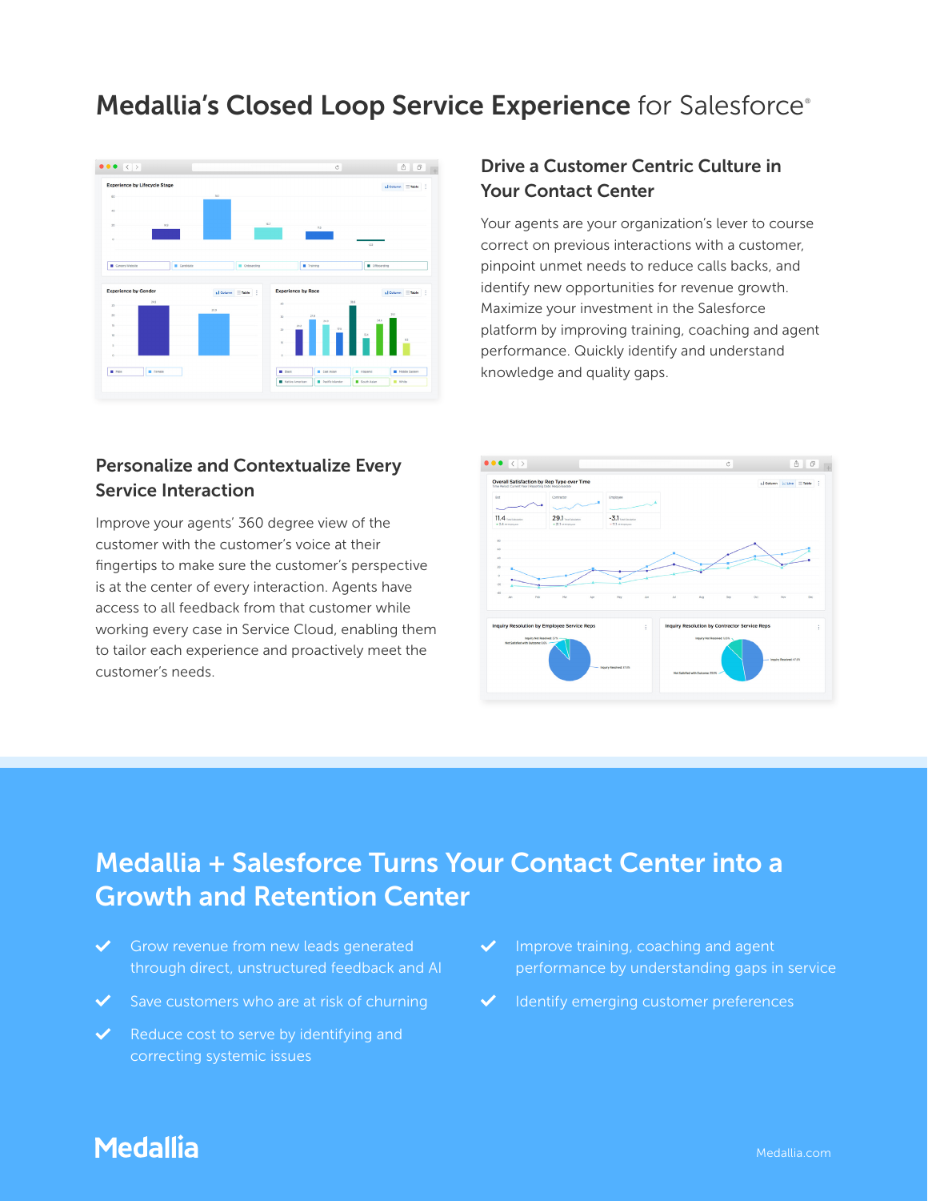# Medallia's Closed Loop Service Experience for Salesforce®

## Drive a Customer Centric Culture in Your Contact Center

Your agents are your organization's lever to course correct on previous interactions with a customer, pinpoint unmet needs to reduce calls backs, and identify new opportunities for revenue growth. Maximize your investment in the Salesforce platform by improving training, coaching and agent performance. Quickly identify and understand knowledge and quality gaps.

## Personalize and Contextualize Every Service Interaction

Improve your agents' 360 degree view of the customer with the customer's voice at their fingertips to make sure the customer's perspective is at the center of every interaction. Agents have access to all feedback from that customer while working every case in Service Cloud, enabling them to tailor each experience and proactively meet the customer's needs.

## Medallia + Salesforce Turns Your Contact Center into a Growth and Retention Center

- Grow revenue from new leads generated through direct, unstructured feedback and AI
- Save customers who are at risk of churning
- Reduce cost to serve by identifying and correcting systemic issues
- Improve training, coaching and agent performance by understanding gaps in service
- Identify emerging customer preferences

Medallia

Medallia.com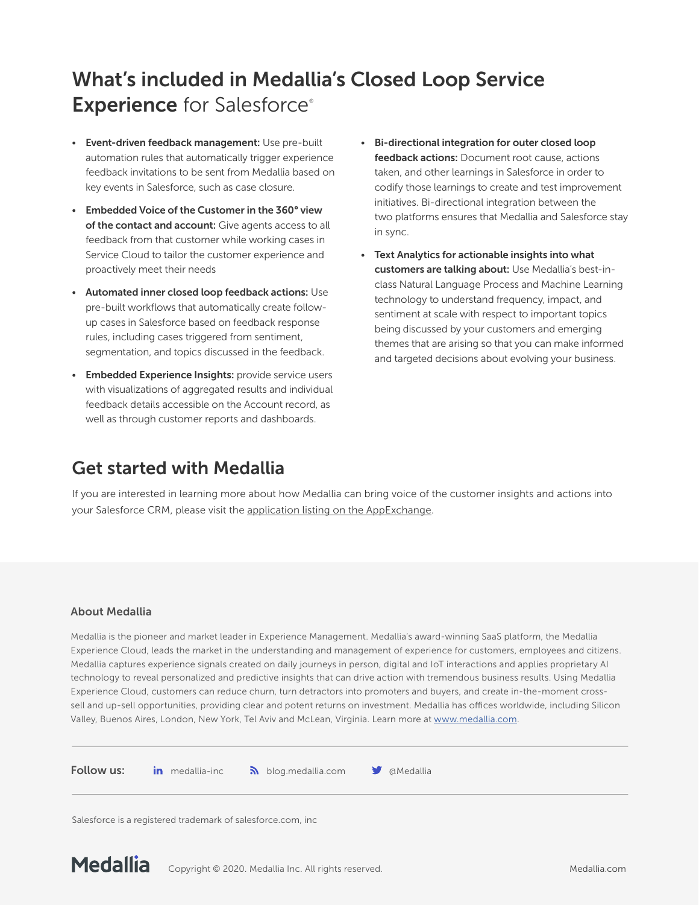# What's included in Medallia's Closed Loop Service Experience for Salesforce®

- **Event-driven feedback management:** Use pre-built automation rules that automatically trigger experience feedback invitations to be sent from Medallia based on key events in Salesforce, such as case closure.
- **Embedded Voice of the Customer in the 360° view of the contact and account:** Give agents access to all feedback from that customer while working cases in Service Cloud to tailor the customer experience and proactively meet their needs
- **Automated inner closed loop feedback actions:** Use pre-built workflows that automatically create follow-up cases in Salesforce based on feedback response rules, including cases triggered from sentiment, segmentation, and topics discussed in the feedback.
- **Embedded Experience Insights:** provide service users with visualizations of aggregated results and individual feedback details accessible on the Account record, as well as through customer reports and dashboards.
- **Bi-directional integration for outer closed loop feedback actions:** Document root cause, actions taken, and other learnings in Salesforce in order to codify those learnings to create and test improvement initiatives. Bi-directional integration between the two platforms ensures that Medallia and Salesforce stay in sync.
- **Text Analytics for actionable insights into what customers are talking about:** Use Medallia's best-in-class Natural Language Process and Machine Learning technology to understand frequency, impact, and sentiment at scale with respect to important topics being discussed by your customers and emerging themes that are arising so that you can make informed and targeted decisions about evolving your business.

## Get started with Medallia

If you are interested in learning more about how Medallia can bring voice of the customer insights and actions into your Salesforce CRM, please visit the application listing on the AppExchange.

### About Medallia

Medallia is the pioneer and market leader in Experience Management. Medallia's award-winning SaaS platform, the Medallia Experience Cloud, leads the market in the understanding and management of experience for customers, employees and citizens. Medallia captures experience signals created on daily journeys in person, digital and IoT interactions and applies proprietary AI technology to reveal personalized and predictive insights that can drive action with tremendous business results. Using Medallia Experience Cloud, customers can reduce churn, turn detractors into promoters and buyers, and create in-the-moment cross-sell and up-sell opportunities, providing clear and potent returns on investment. Medallia has offices worldwide, including Silicon Valley, Buenos Aires, London, New York, Tel Aviv and McLean, Virginia. Learn more at www.medallia.com.

**Follow us:** medallia-inc | blog.medallia.com | @Medallia

Salesforce is a registered trademark of salesforce.com, inc

Medallia Copyright © 2020. Medallia Inc. All rights reserved. Medallia.com